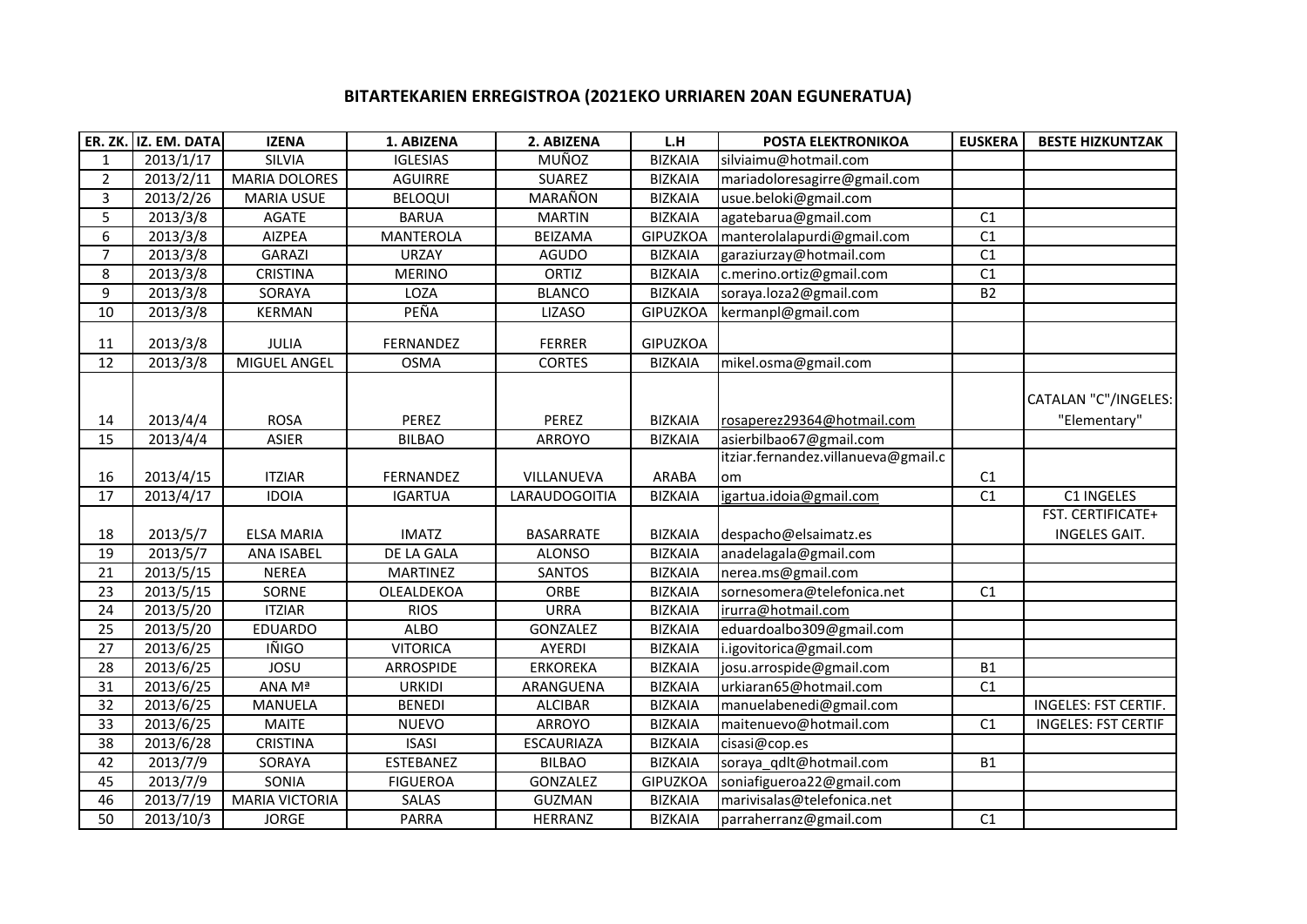# BITARTEKARIEN ERREGISTROA (2021EKO URRIAREN 20AN EGUNERATUA)

| ER. ZK. | IZ. EM. DATA | IZENA | 1. ABIZENA | 2. ABIZENA | L.H | POSTA ELEKTRONIKOA | EUSKERA | BESTE HIZKUNTZAK |
|---|---|---|---|---|---|---|---|---|
| 1 | 2013/1/17 | SILVIA | IGLESIAS | MUÑOZ | BIZKAIA | silviaimu@hotmail.com | | |
| 2 | 2013/2/11 | MARIA DOLORES | AGUIRRE | SUAREZ | BIZKAIA | mariadoloresagirre@gmail.com | | |
| 3 | 2013/2/26 | MARIA USUE | BELOQUI | MARAÑON | BIZKAIA | usue.beloki@gmail.com | | |
| 5 | 2013/3/8 | AGATE | BARUA | MARTIN | BIZKAIA | agatebarua@gmail.com | C1 | |
| 6 | 2013/3/8 | AIZPEA | MANTEROLA | BEIZAMA | GIPUZKOA | manterolalapurdi@gmail.com | C1 | |
| 7 | 2013/3/8 | GARAZI | URZAY | AGUDO | BIZKAIA | garaziurzay@hotmail.com | C1 | |
| 8 | 2013/3/8 | CRISTINA | MERINO | ORTIZ | BIZKAIA | c.merino.ortiz@gmail.com | C1 | |
| 9 | 2013/3/8 | SORAYA | LOZA | BLANCO | BIZKAIA | soraya.loza2@gmail.com | B2 | |
| 10 | 2013/3/8 | KERMAN | PEÑA | LIZASO | GIPUZKOA | kermanpl@gmail.com | | |
| 11 | 2013/3/8 | JULIA | FERNANDEZ | FERRER | GIPUZKOA | | | |
| 12 | 2013/3/8 | MIGUEL ANGEL | OSMA | CORTES | BIZKAIA | mikel.osma@gmail.com | | |
| 14 | 2013/4/4 | ROSA | PEREZ | PEREZ | BIZKAIA | rosaperez29364@hotmail.com | | CATALAN "C"/INGELES: "Elementary" |
| 15 | 2013/4/4 | ASIER | BILBAO | ARROYO | BIZKAIA | asierbilbao67@gmail.com | | |
| 16 | 2013/4/15 | ITZIAR | FERNANDEZ | VILLANUEVA | ARABA | itziar.fernandez.villanueva@gmail.com | C1 | |
| 17 | 2013/4/17 | IDOIA | IGARTUA | LARAUDOGOITIA | BIZKAIA | igartua.idoia@gmail.com | C1 | C1 INGELES |
| 18 | 2013/5/7 | ELSA MARIA | IMATZ | BASARRATE | BIZKAIA | despacho@elsaimatz.es | | FST. CERTIFICATE+ INGELES GAIT. |
| 19 | 2013/5/7 | ANA ISABEL | DE LA GALA | ALONSO | BIZKAIA | anadelagala@gmail.com | | |
| 21 | 2013/5/15 | NEREA | MARTINEZ | SANTOS | BIZKAIA | nerea.ms@gmail.com | | |
| 23 | 2013/5/15 | SORNE | OLEALDEKOA | ORBE | BIZKAIA | sornesomera@telefonica.net | C1 | |
| 24 | 2013/5/20 | ITZIAR | RIOS | URRA | BIZKAIA | irurra@hotmail.com | | |
| 25 | 2013/5/20 | EDUARDO | ALBO | GONZALEZ | BIZKAIA | eduardoalbo309@gmail.com | | |
| 27 | 2013/6/25 | IÑIGO | VITORICA | AYERDI | BIZKAIA | i.igovitorica@gmail.com | | |
| 28 | 2013/6/25 | JOSU | ARROSPIDE | ERKOREKA | BIZKAIA | josu.arrospide@gmail.com | B1 | |
| 31 | 2013/6/25 | ANA Mª | URKIDI | ARANGUENA | BIZKAIA | urkiaran65@hotmail.com | C1 | |
| 32 | 2013/6/25 | MANUELA | BENEDI | ALCIBAR | BIZKAIA | manuelabenedi@gmail.com | | INGELES: FST CERTIF. |
| 33 | 2013/6/25 | MAITE | NUEVO | ARROYO | BIZKAIA | maitenuevo@hotmail.com | C1 | INGELES: FST CERTIF |
| 38 | 2013/6/28 | CRISTINA | ISASI | ESCAURIAZA | BIZKAIA | cisasi@cop.es | | |
| 42 | 2013/7/9 | SORAYA | ESTEBANEZ | BILBAO | BIZKAIA | soraya_qdlt@hotmail.com | B1 | |
| 45 | 2013/7/9 | SONIA | FIGUEROA | GONZALEZ | GIPUZKOA | soniafigueroa22@gmail.com | | |
| 46 | 2013/7/19 | MARIA VICTORIA | SALAS | GUZMAN | BIZKAIA | marivisalas@telefonica.net | | |
| 50 | 2013/10/3 | JORGE | PARRA | HERRANZ | BIZKAIA | parraherranz@gmail.com | C1 | |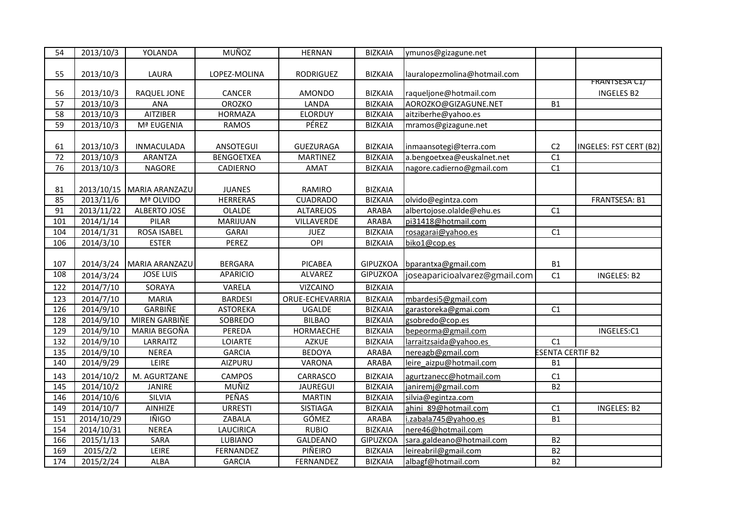| 54 | 2013/10/3 | YOLANDA | MUÑOZ | HERNAN | BIZKAIA | ymunos@gizagune.net | | |
|---|---|---|---|---|---|---|---|---|
| 55 | 2013/10/3 | LAURA | LOPEZ-MOLINA | RODRIGUEZ | BIZKAIA | lauralopezmolina@hotmail.com | | |
| 56 | 2013/10/3 | RAQUEL JONE | CANCER | AMONDO | BIZKAIA | raqueljone@hotmail.com | | FRANTSESA C1/ INGELES B2 |
| 57 | 2013/10/3 | ANA | OROZKO | LANDA | BIZKAIA | AOROZKO@GIZAGUNE.NET | B1 | |
| 58 | 2013/10/3 | AITZIBER | HORMAZA | ELORDUY | BIZKAIA | aitziberhe@yahoo.es | | |
| 59 | 2013/10/3 | Mª EUGENIA | RAMOS | PÉREZ | BIZKAIA | mramos@gizagune.net | | |
| 61 | 2013/10/3 | INMACULADA | ANSOTEGUI | GUEZURAGA | BIZKAIA | inmaansotegi@terra.com | C2 | INGELES: FST CERT (B2) |
| 72 | 2013/10/3 | ARANTZA | BENGOETXEA | MARTINEZ | BIZKAIA | a.bengoetxea@euskalnet.net | C1 | |
| 76 | 2013/10/3 | NAGORE | CADIERNO | AMAT | BIZKAIA | nagore.cadierno@gmail.com | C1 | |
| 81 | 2013/10/15 | MARIA ARANZAZU | JUANES | RAMIRO | BIZKAIA | | | |
| 85 | 2013/11/6 | Mª OLVIDO | HERRERAS | CUADRADO | BIZKAIA | olvido@egintza.com | | FRANTSESA: B1 |
| 91 | 2013/11/22 | ALBERTO JOSE | OLALDE | ALTAREJOS | ARABA | albertojose.olalde@ehu.es | C1 | |
| 101 | 2014/1/14 | PILAR | MARIJUAN | VILLAVERDE | ARABA | pi31418@hotmail.com | | |
| 104 | 2014/1/31 | ROSA ISABEL | GARAI | JUEZ | BIZKAIA | rosagarai@yahoo.es | C1 | |
| 106 | 2014/3/10 | ESTER | PEREZ | OPI | BIZKAIA | biko1@cop.es | | |
| 107 | 2014/3/24 | MARIA ARANZAZU | BERGARA | PICABEA | GIPUZKOA | bparantxa@gmail.com | B1 | |
| 108 | 2014/3/24 | JOSE LUIS | APARICIO | ALVAREZ | GIPUZKOA | joseaparicioalvarez@gmail.com | C1 | INGELES: B2 |
| 122 | 2014/7/10 | SORAYA | VARELA | VIZCAINO | BIZKAIA | | | |
| 123 | 2014/7/10 | MARIA | BARDESI | ORUE-ECHEVARRIA | BIZKAIA | mbardesi5@gmail.com | | |
| 126 | 2014/9/10 | GARBIÑE | ASTOREKA | UGALDE | BIZKAIA | garastoreka@gmai.com | C1 | |
| 128 | 2014/9/10 | MIREN GARBIÑE | SOBREDO | BILBAO | BIZKAIA | gsobredo@cop.es | | |
| 129 | 2014/9/10 | MARIA BEGOÑA | PEREDA | HORMAECHE | BIZKAIA | bepeorma@gmail.com | | INGELES:C1 |
| 132 | 2014/9/10 | LARRAITZ | LOIARTE | AZKUE | BIZKAIA | larraitzsaida@yahoo.es | C1 | |
| 135 | 2014/9/10 | NEREA | GARCIA | BEDOYA | ARABA | nereagb@gmail.com | ESENTA CERTIF B2 | |
| 140 | 2014/9/29 | LEIRE | AIZPURU | VARONA | ARABA | leire_aizpu@hotmail.com | B1 | |
| 143 | 2014/10/2 | M. AGURTZANE | CAMPOS | CARRASCO | BIZKAIA | agurtzanecc@hotmail.com | C1 | |
| 145 | 2014/10/2 | JANIRE | MUÑIZ | JAUREGUI | BIZKAIA | janiremj@gmail.com | B2 | |
| 146 | 2014/10/6 | SILVIA | PEÑAS | MARTIN | BIZKAIA | silvia@egintza.com | | |
| 149 | 2014/10/7 | AINHIZE | URRESTI | SISTIAGA | BIZKAIA | ahini_89@hotmail.com | C1 | INGELES: B2 |
| 151 | 2014/10/29 | IÑIGO | ZABALA | GÓMEZ | ARABA | i.zabala745@yahoo.es | B1 | |
| 154 | 2014/10/31 | NEREA | LAUCIRICA | RUBIO | BIZKAIA | nere46@hotmail.com | | |
| 166 | 2015/1/13 | SARA | LUBIANO | GALDEANO | GIPUZKOA | sara.galdeano@hotmail.com | B2 | |
| 169 | 2015/2/2 | LEIRE | FERNANDEZ | PIÑEIRO | BIZKAIA | leireabril@gmail.com | B2 | |
| 174 | 2015/2/24 | ALBA | GARCIA | FERNANDEZ | BIZKAIA | albagf@hotmail.com | B2 | |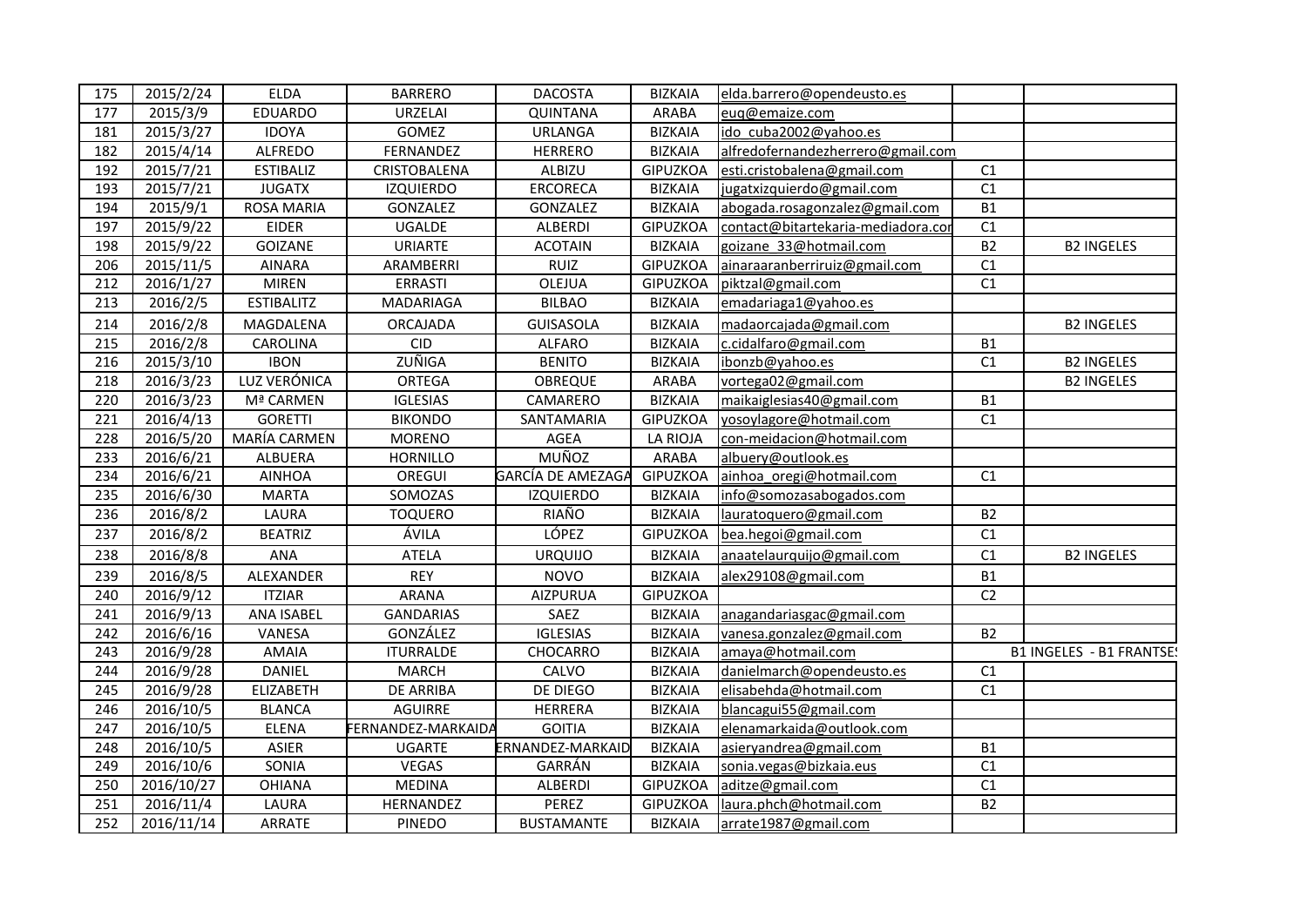| 175 | 2015/2/24 | ELDA | BARRERO | DACOSTA | BIZKAIA | elda.barrero@opendeusto.es | | |
|---|---|---|---|---|---|---|---|---|
| 177 | 2015/3/9 | EDUARDO | URZELAI | QUINTANA | ARABA | euq@emaize.com | | |
| 181 | 2015/3/27 | IDOYA | GOMEZ | URLANGA | BIZKAIA | ido_cuba2002@yahoo.es | | |
| 182 | 2015/4/14 | ALFREDO | FERNANDEZ | HERRERO | BIZKAIA | alfredofernandezherrero@gmail.com | | |
| 192 | 2015/7/21 | ESTIBALIZ | CRISTOBALENA | ALBIZU | GIPUZKOA | esti.cristobalena@gmail.com | C1 | |
| 193 | 2015/7/21 | JUGATX | IZQUIERDO | ERCORECA | BIZKAIA | jugatxizquierdo@gmail.com | C1 | |
| 194 | 2015/9/1 | ROSA MARIA | GONZALEZ | GONZALEZ | BIZKAIA | abogada.rosagonzalez@gmail.com | B1 | |
| 197 | 2015/9/22 | EIDER | UGALDE | ALBERDI | GIPUZKOA | contact@bitartekaria-mediadora.co | C1 | |
| 198 | 2015/9/22 | GOIZANE | URIARTE | ACOTAIN | BIZKAIA | goizane_33@hotmail.com | B2 | B2 INGELES |
| 206 | 2015/11/5 | AINARA | ARAMBERRI | RUIZ | GIPUZKOA | ainaraaranberriruiz@gmail.com | C1 | |
| 212 | 2016/1/27 | MIREN | ERRASTI | OLEJUA | GIPUZKOA | piktzal@gmail.com | C1 | |
| 213 | 2016/2/5 | ESTIBALITZ | MADARIAGA | BILBAO | BIZKAIA | emadariaga1@yahoo.es | | |
| 214 | 2016/2/8 | MAGDALENA | ORCAJADA | GUISASOLA | BIZKAIA | madaorcajada@gmail.com | | B2 INGELES |
| 215 | 2016/2/8 | CAROLINA | CID | ALFARO | BIZKAIA | c.cidalfaro@gmail.com | B1 | |
| 216 | 2015/3/10 | IBON | ZUÑIGA | BENITO | BIZKAIA | ibonzb@yahoo.es | C1 | B2 INGELES |
| 218 | 2016/3/23 | LUZ VERÓNICA | ORTEGA | OBREQUE | ARABA | vortega02@gmail.com | | B2 INGELES |
| 220 | 2016/3/23 | Mª CARMEN | IGLESIAS | CAMARERO | BIZKAIA | maikaiglesias40@gmail.com | B1 | |
| 221 | 2016/4/13 | GORETTI | BIKONDO | SANTAMARIA | GIPUZKOA | yosoylagore@hotmail.com | C1 | |
| 228 | 2016/5/20 | MARÍA CARMEN | MORENO | AGEA | LA RIOJA | con-meidacion@hotmail.com | | |
| 233 | 2016/6/21 | ALBUERA | HORNILLO | MUÑOZ | ARABA | albuery@outlook.es | | |
| 234 | 2016/6/21 | AINHOA | OREGUI | GARCÍA DE AMEZAGA | GIPUZKOA | ainhoa_oregi@hotmail.com | C1 | |
| 235 | 2016/6/30 | MARTA | SOMOZAS | IZQUIERDO | BIZKAIA | info@somozasabogados.com | | |
| 236 | 2016/8/2 | LAURA | TOQUERO | RIAÑO | BIZKAIA | lauratoquero@gmail.com | B2 | |
| 237 | 2016/8/2 | BEATRIZ | ÁVILA | LÓPEZ | GIPUZKOA | bea.hegoi@gmail.com | C1 | |
| 238 | 2016/8/8 | ANA | ATELA | URQUIJO | BIZKAIA | anaatelaurquijo@gmail.com | C1 | B2 INGELES |
| 239 | 2016/8/5 | ALEXANDER | REY | NOVO | BIZKAIA | alex29108@gmail.com | B1 | |
| 240 | 2016/9/12 | ITZIAR | ARANA | AIZPURUA | GIPUZKOA | | C2 | |
| 241 | 2016/9/13 | ANA ISABEL | GANDARIAS | SAEZ | BIZKAIA | anagandariasgac@gmail.com | | |
| 242 | 2016/6/16 | VANESA | GONZÁLEZ | IGLESIAS | BIZKAIA | vanesa.gonzalez@gmail.com | B2 | |
| 243 | 2016/9/28 | AMAIA | ITURRALDE | CHOCARRO | BIZKAIA | amaya@hotmail.com | | B1 INGELES - B1 FRANTSE |
| 244 | 2016/9/28 | DANIEL | MARCH | CALVO | BIZKAIA | danielmarch@opendeusto.es | C1 | |
| 245 | 2016/9/28 | ELIZABETH | DE ARRIBA | DE DIEGO | BIZKAIA | elisabehda@hotmail.com | C1 | |
| 246 | 2016/10/5 | BLANCA | AGUIRRE | HERRERA | BIZKAIA | blancagui55@gmail.com | | |
| 247 | 2016/10/5 | ELENA | FERNANDEZ-MARKAIDA | GOITIA | BIZKAIA | elenamarkaida@outlook.com | | |
| 248 | 2016/10/5 | ASIER | UGARTE | ERNANDEZ-MARKAID | BIZKAIA | asieryandrea@gmail.com | B1 | |
| 249 | 2016/10/6 | SONIA | VEGAS | GARRÁN | BIZKAIA | sonia.vegas@bizkaia.eus | C1 | |
| 250 | 2016/10/27 | OHIANA | MEDINA | ALBERDI | GIPUZKOA | aditze@gmail.com | C1 | |
| 251 | 2016/11/4 | LAURA | HERNANDEZ | PEREZ | GIPUZKOA | laura.phch@hotmail.com | B2 | |
| 252 | 2016/11/14 | ARRATE | PINEDO | BUSTAMANTE | BIZKAIA | arrate1987@gmail.com | | |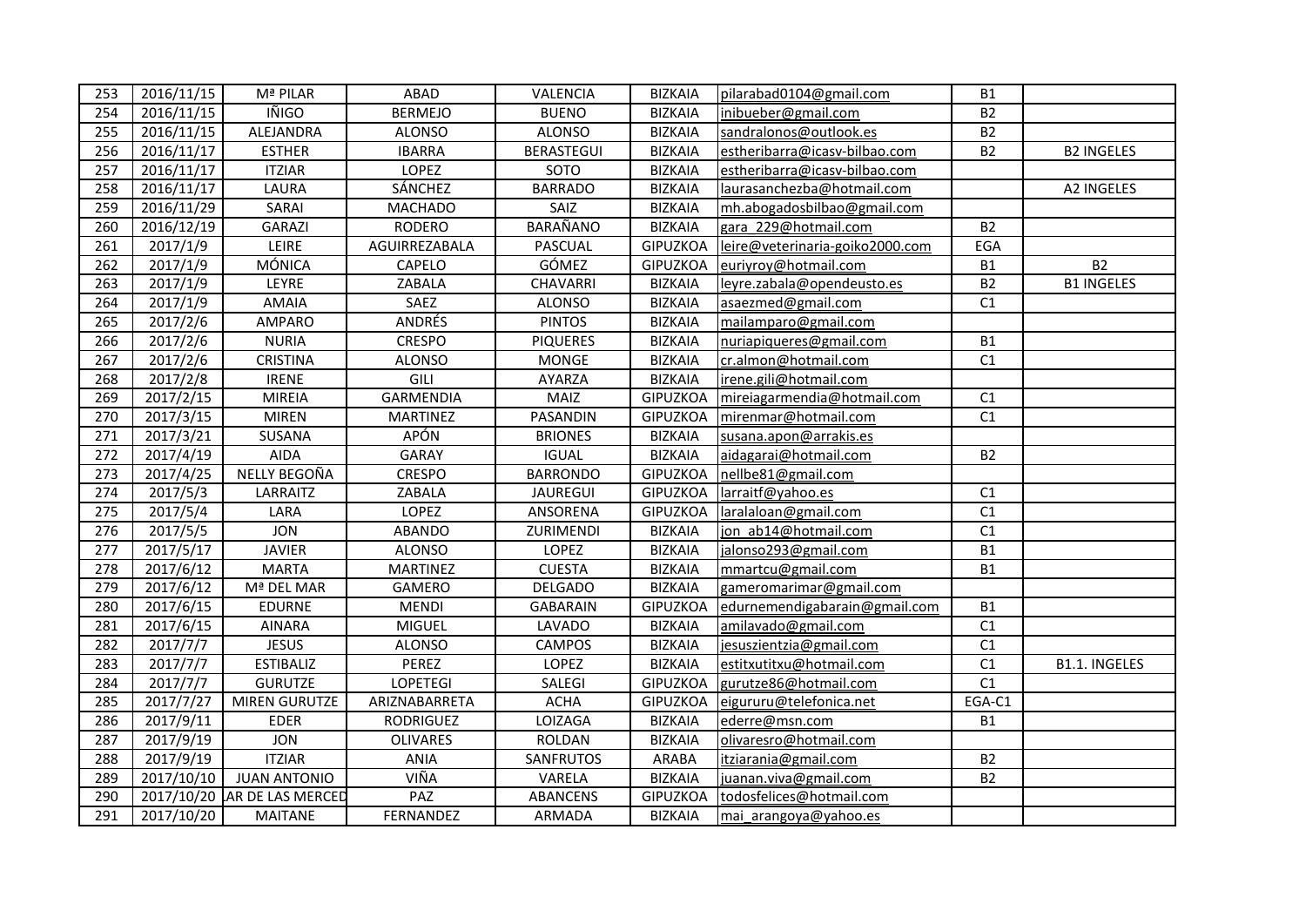| 253 | 2016/11/15 | Mª PILAR | ABAD | VALENCIA | BIZKAIA | pilarabad0104@gmail.com | B1 | |
|---|---|---|---|---|---|---|---|---|
| 254 | 2016/11/15 | IÑIGO | BERMEJO | BUENO | BIZKAIA | inibueber@gmail.com | B2 | |
| 255 | 2016/11/15 | ALEJANDRA | ALONSO | ALONSO | BIZKAIA | sandralonos@outlook.es | B2 | |
| 256 | 2016/11/17 | ESTHER | IBARRA | BERASTEGUI | BIZKAIA | estheribarra@icasv-bilbao.com | B2 | B2 INGELES |
| 257 | 2016/11/17 | ITZIAR | LOPEZ | SOTO | BIZKAIA | estheribarra@icasv-bilbao.com | | |
| 258 | 2016/11/17 | LAURA | SÁNCHEZ | BARRADO | BIZKAIA | laurasanchezba@hotmail.com | | A2 INGELES |
| 259 | 2016/11/29 | SARAI | MACHADO | SAIZ | BIZKAIA | mh.abogadosbilbao@gmail.com | | |
| 260 | 2016/12/19 | GARAZI | RODERO | BARAÑANO | BIZKAIA | gara_229@hotmail.com | B2 | |
| 261 | 2017/1/9 | LEIRE | AGUIRREZABALA | PASCUAL | GIPUZKOA | leire@veterinaria-goiko2000.com | EGA | |
| 262 | 2017/1/9 | MÓNICA | CAPELO | GÓMEZ | GIPUZKOA | euriyroy@hotmail.com | B1 | B2 |
| 263 | 2017/1/9 | LEYRE | ZABALA | CHAVARRI | BIZKAIA | leyre.zabala@opendeusto.es | B2 | B1 INGELES |
| 264 | 2017/1/9 | AMAIA | SAEZ | ALONSO | BIZKAIA | asaezmed@gmail.com | C1 | |
| 265 | 2017/2/6 | AMPARO | ANDRÉS | PINTOS | BIZKAIA | mailamparo@gmail.com | | |
| 266 | 2017/2/6 | NURIA | CRESPO | PIQUERES | BIZKAIA | nuriapiqueres@gmail.com | B1 | |
| 267 | 2017/2/6 | CRISTINA | ALONSO | MONGE | BIZKAIA | cr.almon@hotmail.com | C1 | |
| 268 | 2017/2/8 | IRENE | GILI | AYARZA | BIZKAIA | irene.gili@hotmail.com | | |
| 269 | 2017/2/15 | MIREIA | GARMENDIA | MAIZ | GIPUZKOA | mireiagarmendia@hotmail.com | C1 | |
| 270 | 2017/3/15 | MIREN | MARTINEZ | PASANDIN | GIPUZKOA | mirenmar@hotmail.com | C1 | |
| 271 | 2017/3/21 | SUSANA | APÓN | BRIONES | BIZKAIA | susana.apon@arrakis.es | | |
| 272 | 2017/4/19 | AIDA | GARAY | IGUAL | BIZKAIA | aidagarai@hotmail.com | B2 | |
| 273 | 2017/4/25 | NELLY BEGOÑA | CRESPO | BARRONDO | GIPUZKOA | nellbe81@gmail.com | | |
| 274 | 2017/5/3 | LARRAITZ | ZABALA | JAUREGUI | GIPUZKOA | larraitf@yahoo.es | C1 | |
| 275 | 2017/5/4 | LARA | LOPEZ | ANSORENA | GIPUZKOA | laralaloan@gmail.com | C1 | |
| 276 | 2017/5/5 | JON | ABANDO | ZURIMENDI | BIZKAIA | jon_ab14@hotmail.com | C1 | |
| 277 | 2017/5/17 | JAVIER | ALONSO | LOPEZ | BIZKAIA | jalonso293@gmail.com | B1 | |
| 278 | 2017/6/12 | MARTA | MARTINEZ | CUESTA | BIZKAIA | mmartcu@gmail.com | B1 | |
| 279 | 2017/6/12 | Mª DEL MAR | GAMERO | DELGADO | BIZKAIA | gameromarimar@gmail.com | | |
| 280 | 2017/6/15 | EDURNE | MENDI | GABARAIN | GIPUZKOA | edurnemendigabarain@gmail.com | B1 | |
| 281 | 2017/6/15 | AINARA | MIGUEL | LAVADO | BIZKAIA | amilavado@gmail.com | C1 | |
| 282 | 2017/7/7 | JESUS | ALONSO | CAMPOS | BIZKAIA | jesuszientzia@gmail.com | C1 | |
| 283 | 2017/7/7 | ESTIBALIZ | PEREZ | LOPEZ | BIZKAIA | estitxutitxu@hotmail.com | C1 | B1.1. INGELES |
| 284 | 2017/7/7 | GURUTZE | LOPETEGI | SALEGI | GIPUZKOA | gurutze86@hotmail.com | C1 | |
| 285 | 2017/7/27 | MIREN GURUTZE | ARIZNABARRETA | ACHA | GIPUZKOA | eigururu@telefonica.net | EGA-C1 | |
| 286 | 2017/9/11 | EDER | RODRIGUEZ | LOIZAGA | BIZKAIA | ederre@msn.com | B1 | |
| 287 | 2017/9/19 | JON | OLIVARES | ROLDAN | BIZKAIA | olivaresro@hotmail.com | | |
| 288 | 2017/9/19 | ITZIAR | ANIA | SANFRUTOS | ARABA | itziarania@gmail.com | B2 | |
| 289 | 2017/10/10 | JUAN ANTONIO | VIÑA | VARELA | BIZKAIA | juanan.viva@gmail.com | B2 | |
| 290 | 2017/10/20 | AR DE LAS MERCED | PAZ | ABANCENS | GIPUZKOA | todosfelices@hotmail.com | | |
| 291 | 2017/10/20 | MAITANE | FERNANDEZ | ARMADA | BIZKAIA | mai_arangoya@yahoo.es | | |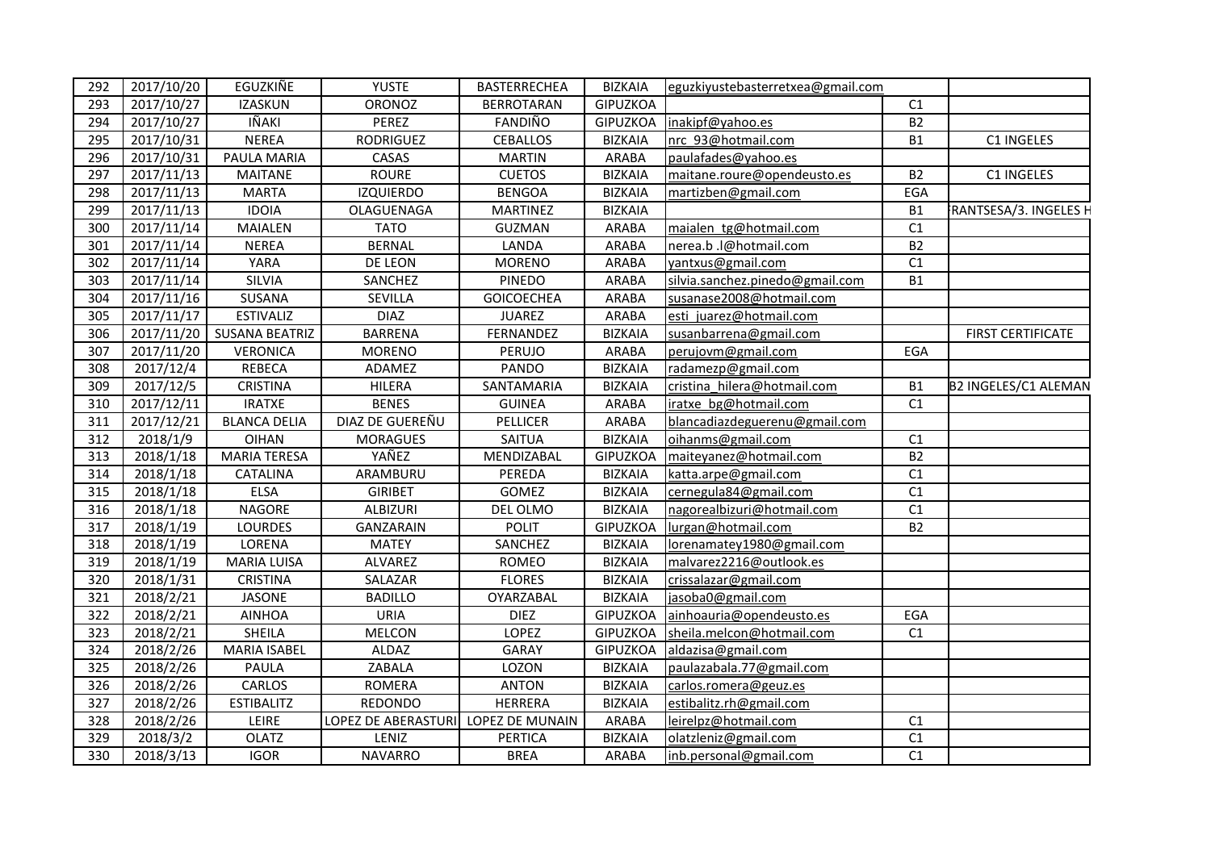| 292 | 2017/10/20 | EGUZKIÑE | YUSTE | BASTERRECHEA | BIZKAIA | eguzkiyustebasterretxea@gmail.com | | |
|---|---|---|---|---|---|---|---|---|
| 293 | 2017/10/27 | IZASKUN | ORONOZ | BERROTARAN | GIPUZKOA | | C1 | |
| 294 | 2017/10/27 | IÑAKI | PEREZ | FANDIÑO | GIPUZKOA | inakipf@yahoo.es | B2 | |
| 295 | 2017/10/31 | NEREA | RODRIGUEZ | CEBALLOS | BIZKAIA | nrc_93@hotmail.com | B1 | C1 INGELES |
| 296 | 2017/10/31 | PAULA MARIA | CASAS | MARTIN | ARABA | paulafades@yahoo.es | | |
| 297 | 2017/11/13 | MAITANE | ROURE | CUETOS | BIZKAIA | maitane.roure@opendeusto.es | B2 | C1 INGELES |
| 298 | 2017/11/13 | MARTA | IZQUIERDO | BENGOA | BIZKAIA | martizben@gmail.com | EGA | |
| 299 | 2017/11/13 | IDOIA | OLAGUENAGA | MARTINEZ | BIZKAIA | | B1 | RANTSESA/3. INGELES H |
| 300 | 2017/11/14 | MAIALEN | TATO | GUZMAN | ARABA | maialen_tg@hotmail.com | C1 | |
| 301 | 2017/11/14 | NEREA | BERNAL | LANDA | ARABA | nerea.b .l@hotmail.com | B2 | |
| 302 | 2017/11/14 | YARA | DE LEON | MORENO | ARABA | yantxus@gmail.com | C1 | |
| 303 | 2017/11/14 | SILVIA | SANCHEZ | PINEDO | ARABA | silvia.sanchez.pinedo@gmail.com | B1 | |
| 304 | 2017/11/16 | SUSANA | SEVILLA | GOICOECHEA | ARABA | susanase2008@hotmail.com | | |
| 305 | 2017/11/17 | ESTIVALIZ | DIAZ | JUAREZ | ARABA | esti_juarez@hotmail.com | | |
| 306 | 2017/11/20 | SUSANA BEATRIZ | BARRENA | FERNANDEZ | BIZKAIA | susanbarrena@gmail.com | | FIRST CERTIFICATE |
| 307 | 2017/11/20 | VERONICA | MORENO | PERUJO | ARABA | perujovm@gmail.com | EGA | |
| 308 | 2017/12/4 | REBECA | ADAMEZ | PANDO | BIZKAIA | radamezp@gmail.com | | |
| 309 | 2017/12/5 | CRISTINA | HILERA | SANTAMARIA | BIZKAIA | cristina_hilera@hotmail.com | B1 | B2 INGELES/C1 ALEMAN |
| 310 | 2017/12/11 | IRATXE | BENES | GUINEA | ARABA | iratxe_bg@hotmail.com | C1 | |
| 311 | 2017/12/21 | BLANCA DELIA | DIAZ DE GUEREÑU | PELLICER | ARABA | blancadiazdeguerenu@gmail.com | | |
| 312 | 2018/1/9 | OIHAN | MORAGUES | SAITUA | BIZKAIA | oihanms@gmail.com | C1 | |
| 313 | 2018/1/18 | MARIA TERESA | YAÑEZ | MENDIZABAL | GIPUZKOA | maiteyanez@hotmail.com | B2 | |
| 314 | 2018/1/18 | CATALINA | ARAMBURU | PEREDA | BIZKAIA | katta.arpe@gmail.com | C1 | |
| 315 | 2018/1/18 | ELSA | GIRIBET | GOMEZ | BIZKAIA | cernegula84@gmail.com | C1 | |
| 316 | 2018/1/18 | NAGORE | ALBIZURI | DEL OLMO | BIZKAIA | nagorealbizuri@hotmail.com | C1 | |
| 317 | 2018/1/19 | LOURDES | GANZARAIN | POLIT | GIPUZKOA | lurgan@hotmail.com | B2 | |
| 318 | 2018/1/19 | LORENA | MATEY | SANCHEZ | BIZKAIA | lorenamatey1980@gmail.com | | |
| 319 | 2018/1/19 | MARIA LUISA | ALVAREZ | ROMEO | BIZKAIA | malvarez2216@outlook.es | | |
| 320 | 2018/1/31 | CRISTINA | SALAZAR | FLORES | BIZKAIA | crissalazar@gmail.com | | |
| 321 | 2018/2/21 | JASONE | BADILLO | OYARZABAL | BIZKAIA | jasoba0@gmail.com | | |
| 322 | 2018/2/21 | AINHOA | URIA | DIEZ | GIPUZKOA | ainhoauria@opendeusto.es | EGA | |
| 323 | 2018/2/21 | SHEILA | MELCON | LOPEZ | GIPUZKOA | sheila.melcon@hotmail.com | C1 | |
| 324 | 2018/2/26 | MARIA ISABEL | ALDAZ | GARAY | GIPUZKOA | aldazisa@gmail.com | | |
| 325 | 2018/2/26 | PAULA | ZABALA | LOZON | BIZKAIA | paulazabala.77@gmail.com | | |
| 326 | 2018/2/26 | CARLOS | ROMERA | ANTON | BIZKAIA | carlos.romera@geuz.es | | |
| 327 | 2018/2/26 | ESTIBALITZ | REDONDO | HERRERA | BIZKAIA | estibalitz.rh@gmail.com | | |
| 328 | 2018/2/26 | LEIRE | LOPEZ DE ABERASTURI | LOPEZ DE MUNAIN | ARABA | leirelpz@hotmail.com | C1 | |
| 329 | 2018/3/2 | OLATZ | LENIZ | PERTICA | BIZKAIA | olatzleniz@gmail.com | C1 | |
| 330 | 2018/3/13 | IGOR | NAVARRO | BREA | ARABA | inb.personal@gmail.com | C1 | |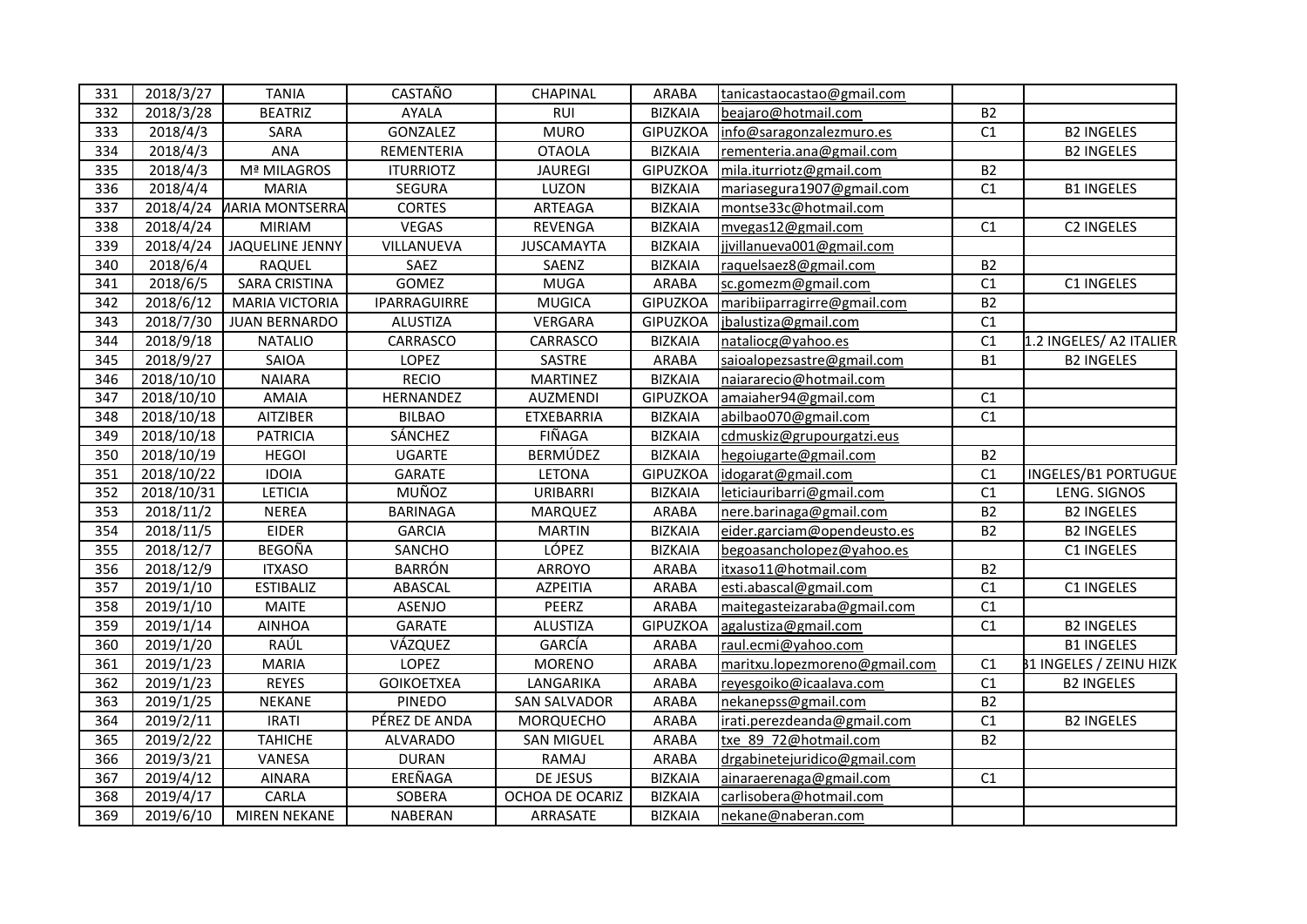| 331 | 2018/3/27 | TANIA | CASTAÑO | CHAPINAL | ARABA | tanicastaocastao@gmail.com | | |
|---|---|---|---|---|---|---|---|---|
| 332 | 2018/3/28 | BEATRIZ | AYALA | RUI | BIZKAIA | beajaro@hotmail.com | B2 | |
| 333 | 2018/4/3 | SARA | GONZALEZ | MURO | GIPUZKOA | info@saragonzalezmuro.es | C1 | B2 INGELES |
| 334 | 2018/4/3 | ANA | REMENTERIA | OTAOLA | BIZKAIA | rementeria.ana@gmail.com | | B2 INGELES |
| 335 | 2018/4/3 | Mª MILAGROS | ITURRIOTZ | JAUREGI | GIPUZKOA | mila.iturriotz@gmail.com | B2 | |
| 336 | 2018/4/4 | MARIA | SEGURA | LUZON | BIZKAIA | mariasegura1907@gmail.com | C1 | B1 INGELES |
| 337 | 2018/4/24 | MARIA MONTSERRA | CORTES | ARTEAGA | BIZKAIA | montse33c@hotmail.com | | |
| 338 | 2018/4/24 | MIRIAM | VEGAS | REVENGA | BIZKAIA | mvegas12@gmail.com | C1 | C2 INGELES |
| 339 | 2018/4/24 | JAQUELINE JENNY | VILLANUEVA | JUSCAMAYTA | BIZKAIA | jjvillanueva001@gmail.com | | |
| 340 | 2018/6/4 | RAQUEL | SAEZ | SAENZ | BIZKAIA | raquelsaez8@gmail.com | B2 | |
| 341 | 2018/6/5 | SARA CRISTINA | GOMEZ | MUGA | ARABA | sc.gomezm@gmail.com | C1 | C1 INGELES |
| 342 | 2018/6/12 | MARIA VICTORIA | IPARRAGUIRRE | MUGICA | GIPUZKOA | maribiiparragirre@gmail.com | B2 | |
| 343 | 2018/7/30 | JUAN BERNARDO | ALUSTIZA | VERGARA | GIPUZKOA | jbalustiza@gmail.com | C1 | |
| 344 | 2018/9/18 | NATALIO | CARRASCO | CARRASCO | BIZKAIA | nataliocg@yahoo.es | C1 | 1.2 INGELES/ A2 ITALIER |
| 345 | 2018/9/27 | SAIOA | LOPEZ | SASTRE | ARABA | saioalopezsastre@gmail.com | B1 | B2 INGELES |
| 346 | 2018/10/10 | NAIARA | RECIO | MARTINEZ | BIZKAIA | naiararecio@hotmail.com | | |
| 347 | 2018/10/10 | AMAIA | HERNANDEZ | AUZMENDI | GIPUZKOA | amaiaher94@gmail.com | C1 | |
| 348 | 2018/10/18 | AITZIBER | BILBAO | ETXEBARRIA | BIZKAIA | abilbao070@gmail.com | C1 | |
| 349 | 2018/10/18 | PATRICIA | SÁNCHEZ | FIÑAGA | BIZKAIA | cdmuskiz@grupourgatzi.eus | | |
| 350 | 2018/10/19 | HEGOI | UGARTE | BERMÚDEZ | BIZKAIA | hegoiugarte@gmail.com | B2 | |
| 351 | 2018/10/22 | IDOIA | GARATE | LETONA | GIPUZKOA | idogarat@gmail.com | C1 | INGELES/B1 PORTUGUE |
| 352 | 2018/10/31 | LETICIA | MUÑOZ | URIBARRI | BIZKAIA | leticiauribarri@gmail.com | C1 | LENG. SIGNOS |
| 353 | 2018/11/2 | NEREA | BARINAGA | MARQUEZ | ARABA | nere.barinaga@gmail.com | B2 | B2 INGELES |
| 354 | 2018/11/5 | EIDER | GARCIA | MARTIN | BIZKAIA | eider.garciam@opendeusto.es | B2 | B2 INGELES |
| 355 | 2018/12/7 | BEGOÑA | SANCHO | LÓPEZ | BIZKAIA | begoasancholopez@yahoo.es | | C1 INGELES |
| 356 | 2018/12/9 | ITXASO | BARRÓN | ARROYO | ARABA | itxaso11@hotmail.com | B2 | |
| 357 | 2019/1/10 | ESTIBALIZ | ABASCAL | AZPEITIA | ARABA | esti.abascal@gmail.com | C1 | C1 INGELES |
| 358 | 2019/1/10 | MAITE | ASENJO | PEERZ | ARABA | maitegasteizaraba@gmail.com | C1 | |
| 359 | 2019/1/14 | AINHOA | GARATE | ALUSTIZA | GIPUZKOA | agalustiza@gmail.com | C1 | B2 INGELES |
| 360 | 2019/1/20 | RAÚL | VÁZQUEZ | GARCÍA | ARABA | raul.ecmi@yahoo.com | | B1 INGELES |
| 361 | 2019/1/23 | MARIA | LOPEZ | MORENO | ARABA | maritxu.lopezmoreno@gmail.com | C1 | B1 INGELES / ZEINU HIZK |
| 362 | 2019/1/23 | REYES | GOIKOETXEA | LANGARIKA | ARABA | reyesgoiko@icaalava.com | C1 | B2 INGELES |
| 363 | 2019/1/25 | NEKANE | PINEDO | SAN SALVADOR | ARABA | nekanepss@gmail.com | B2 | |
| 364 | 2019/2/11 | IRATI | PÉREZ DE ANDA | MORQUECHO | ARABA | irati.perezdeanda@gmail.com | C1 | B2 INGELES |
| 365 | 2019/2/22 | TAHICHE | ALVARADO | SAN MIGUEL | ARABA | txe_89_72@hotmail.com | B2 | |
| 366 | 2019/3/21 | VANESA | DURAN | RAMAJ | ARABA | drgabinetejuridico@gmail.com | | |
| 367 | 2019/4/12 | AINARA | EREÑAGA | DE JESUS | BIZKAIA | ainaraerenaga@gmail.com | C1 | |
| 368 | 2019/4/17 | CARLA | SOBERA | OCHOA DE OCARIZ | BIZKAIA | carlisobera@hotmail.com | | |
| 369 | 2019/6/10 | MIREN NEKANE | NABERAN | ARRASATE | BIZKAIA | nekane@naberan.com | | |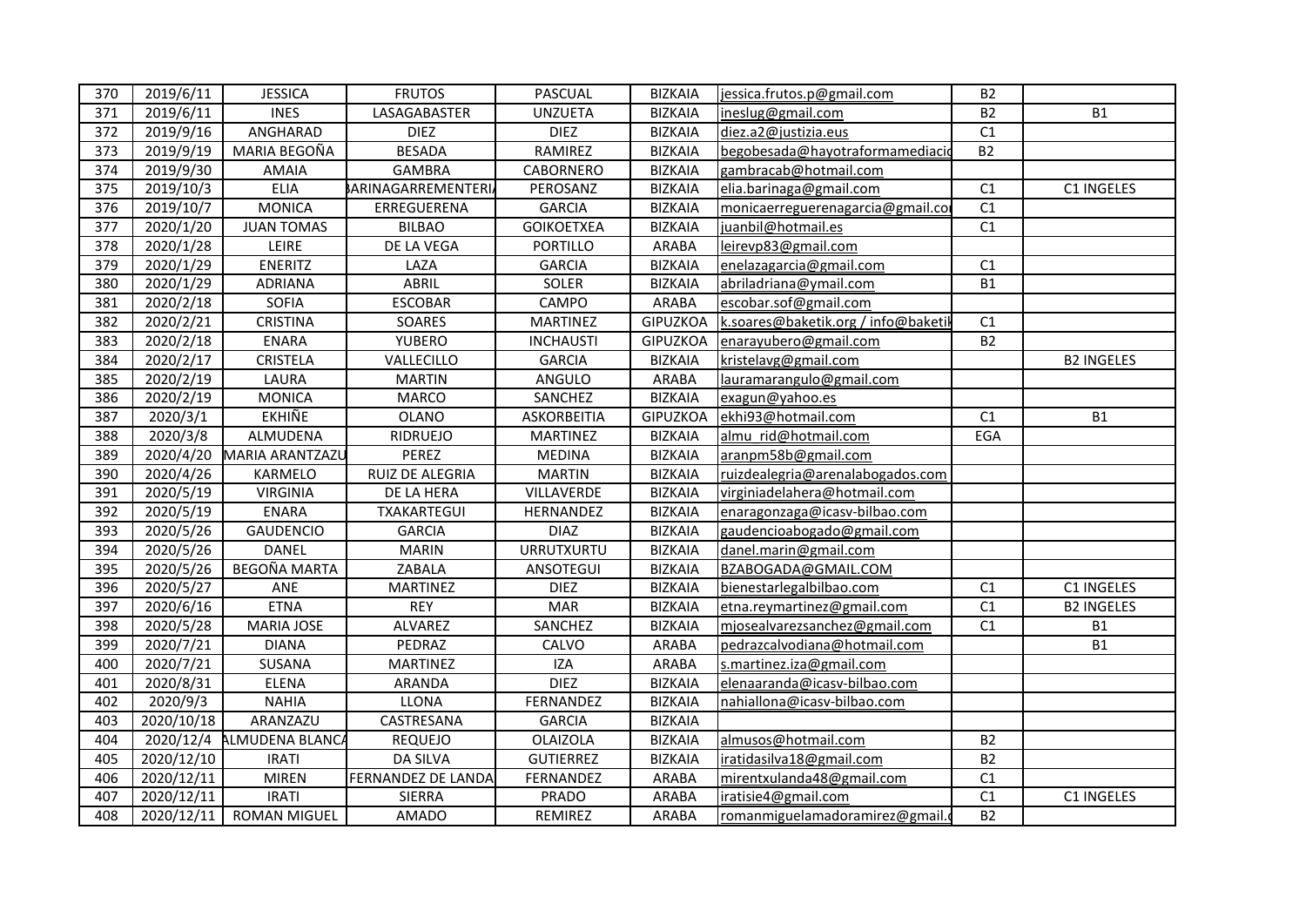| 370 | 2019/6/11 | JESSICA | FRUTOS | PASCUAL | BIZKAIA | jessica.frutos.p@gmail.com | B2 | |
|---|---|---|---|---|---|---|---|---|
| 371 | 2019/6/11 | INES | LASAGABASTER | UNZUETA | BIZKAIA | ineslug@gmail.com | B2 | B1 |
| 372 | 2019/9/16 | ANGHARAD | DIEZ | DIEZ | BIZKAIA | diez.a2@justizia.eus | C1 | |
| 373 | 2019/9/19 | MARIA BEGOÑA | BESADA | RAMIREZ | BIZKAIA | begobesada@hayotraformamediacio | B2 | |
| 374 | 2019/9/30 | AMAIA | GAMBRA | CABORNERO | BIZKAIA | gambracab@hotmail.com | | |
| 375 | 2019/10/3 | ELIA | BARINAGARREMENTERIA | PEROSANZ | BIZKAIA | elia.barinaga@gmail.com | C1 | C1 INGELES |
| 376 | 2019/10/7 | MONICA | ERREGUERENA | GARCIA | BIZKAIA | monicaerreguerenagarcia@gmail.co | C1 | |
| 377 | 2020/1/20 | JUAN TOMAS | BILBAO | GOIKOETXEA | BIZKAIA | juanbil@hotmail.es | C1 | |
| 378 | 2020/1/28 | LEIRE | DE LA VEGA | PORTILLO | ARABA | leirevp83@gmail.com | | |
| 379 | 2020/1/29 | ENERITZ | LAZA | GARCIA | BIZKAIA | enelazagarcia@gmail.com | C1 | |
| 380 | 2020/1/29 | ADRIANA | ABRIL | SOLER | BIZKAIA | abriladriana@ymail.com | B1 | |
| 381 | 2020/2/18 | SOFIA | ESCOBAR | CAMPO | ARABA | escobar.sof@gmail.com | | |
| 382 | 2020/2/21 | CRISTINA | SOARES | MARTINEZ | GIPUZKOA | k.soares@baketik.org / info@baketik | C1 | |
| 383 | 2020/2/18 | ENARA | YUBERO | INCHAUSTI | GIPUZKOA | enarayubero@gmail.com | B2 | |
| 384 | 2020/2/17 | CRISTELA | VALLECILLO | GARCIA | BIZKAIA | kristelavg@gmail.com | | B2 INGELES |
| 385 | 2020/2/19 | LAURA | MARTIN | ANGULO | ARABA | lauramarangulo@gmail.com | | |
| 386 | 2020/2/19 | MONICA | MARCO | SANCHEZ | BIZKAIA | exagun@yahoo.es | | |
| 387 | 2020/3/1 | EKHIÑE | OLANO | ASKORBEITIA | GIPUZKOA | ekhi93@hotmail.com | C1 | B1 |
| 388 | 2020/3/8 | ALMUDENA | RIDRUEJO | MARTINEZ | BIZKAIA | almu_rid@hotmail.com | EGA | |
| 389 | 2020/4/20 | MARIA ARANTZAZU | PEREZ | MEDINA | BIZKAIA | aranpm58b@gmail.com | | |
| 390 | 2020/4/26 | KARMELO | RUIZ DE ALEGRIA | MARTIN | BIZKAIA | ruizdealegria@arenalabogados.com | | |
| 391 | 2020/5/19 | VIRGINIA | DE LA HERA | VILLAVERDE | BIZKAIA | virginiadelahera@hotmail.com | | |
| 392 | 2020/5/19 | ENARA | TXAKARTEGUI | HERNANDEZ | BIZKAIA | enaragonzaga@icasv-bilbao.com | | |
| 393 | 2020/5/26 | GAUDENCIO | GARCIA | DIAZ | BIZKAIA | gaudencioabogado@gmail.com | | |
| 394 | 2020/5/26 | DANEL | MARIN | URRUTXURTU | BIZKAIA | danel.marin@gmail.com | | |
| 395 | 2020/5/26 | BEGOÑA MARTA | ZABALA | ANSOTEGUI | BIZKAIA | BZABOGADA@GMAIL.COM | | |
| 396 | 2020/5/27 | ANE | MARTINEZ | DIEZ | BIZKAIA | bienestarlegalbilbao.com | C1 | C1 INGELES |
| 397 | 2020/6/16 | ETNA | REY | MAR | BIZKAIA | etna.reymartinez@gmail.com | C1 | B2 INGELES |
| 398 | 2020/5/28 | MARIA JOSE | ALVAREZ | SANCHEZ | BIZKAIA | mjosealvarezsanchez@gmail.com | C1 | B1 |
| 399 | 2020/7/21 | DIANA | PEDRAZ | CALVO | ARABA | pedrazcalvodiana@hotmail.com | | B1 |
| 400 | 2020/7/21 | SUSANA | MARTINEZ | IZA | ARABA | s.martinez.iza@gmail.com | | |
| 401 | 2020/8/31 | ELENA | ARANDA | DIEZ | BIZKAIA | elenaaranda@icasv-bilbao.com | | |
| 402 | 2020/9/3 | NAHIA | LLONA | FERNANDEZ | BIZKAIA | nahiallona@icasv-bilbao.com | | |
| 403 | 2020/10/18 | ARANZAZU | CASTRESANA | GARCIA | BIZKAIA | | | |
| 404 | 2020/12/4 | ALMUDENA BLANCA | REQUEJO | OLAIZOLA | BIZKAIA | almusos@hotmail.com | B2 | |
| 405 | 2020/12/10 | IRATI | DA SILVA | GUTIERREZ | BIZKAIA | iratidasilva18@gmail.com | B2 | |
| 406 | 2020/12/11 | MIREN | FERNANDEZ DE LANDA | FERNANDEZ | ARABA | mirentxulanda48@gmail.com | C1 | |
| 407 | 2020/12/11 | IRATI | SIERRA | PRADO | ARABA | iratisie4@gmail.com | C1 | C1 INGELES |
| 408 | 2020/12/11 | ROMAN MIGUEL | AMADO | REMIREZ | ARABA | romanmiguelamadoramirez@gmail.c | B2 | |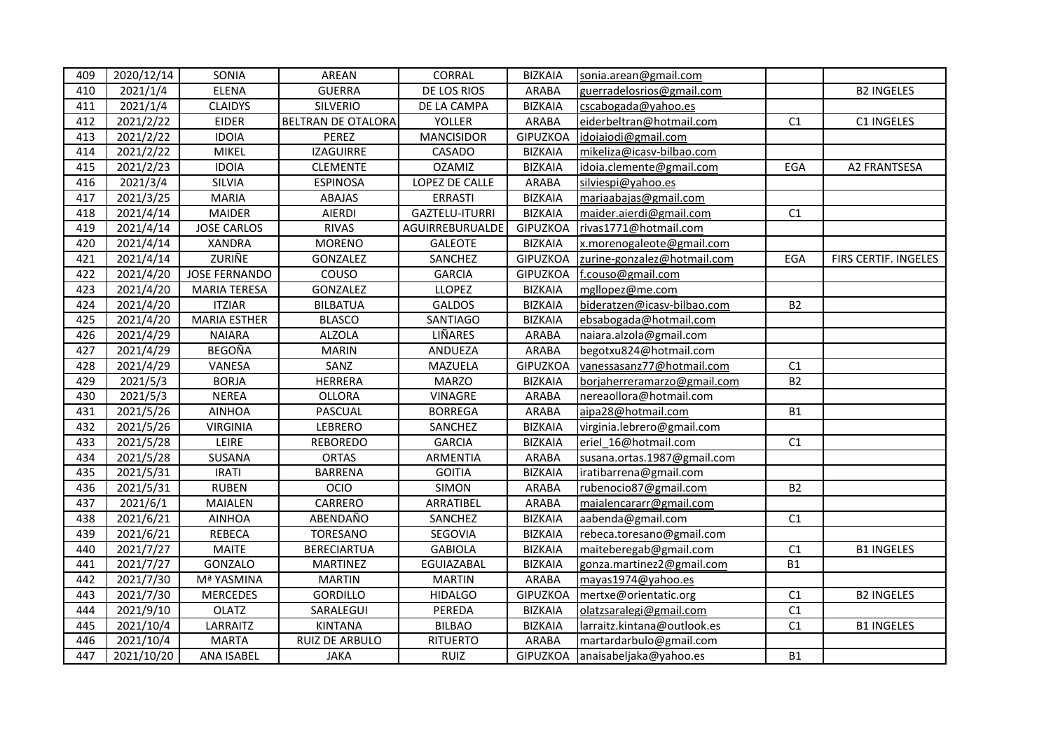| | | | | | | | | |
|---|---|---|---|---|---|---|---|---|
| 409 | 2020/12/14 | SONIA | AREAN | CORRAL | BIZKAIA | sonia.arean@gmail.com | | |
| 410 | 2021/1/4 | ELENA | GUERRA | DE LOS RIOS | ARABA | guerradelosrios@gmail.com | | B2 INGELES |
| 411 | 2021/1/4 | CLAIDYS | SILVERIO | DE LA CAMPA | BIZKAIA | cscabogada@yahoo.es | | |
| 412 | 2021/2/22 | EIDER | BELTRAN DE OTALORA | YOLLER | ARABA | eiderbeltran@hotmail.com | C1 | C1 INGELES |
| 413 | 2021/2/22 | IDOIA | PEREZ | MANCISIDOR | GIPUZKOA | idoiaiodi@gmail.com | | |
| 414 | 2021/2/22 | MIKEL | IZAGUIRRE | CASADO | BIZKAIA | mikeliza@icasv-bilbao.com | | |
| 415 | 2021/2/23 | IDOIA | CLEMENTE | OZAMIZ | BIZKAIA | idoia.clemente@gmail.com | EGA | A2 FRANTSESA |
| 416 | 2021/3/4 | SILVIA | ESPINOSA | LOPEZ DE CALLE | ARABA | silviespi@yahoo.es | | |
| 417 | 2021/3/25 | MARIA | ABAJAS | ERRASTI | BIZKAIA | mariaabajas@gmail.com | | |
| 418 | 2021/4/14 | MAIDER | AIERDI | GAZTELU-ITURRI | BIZKAIA | maider.aierdi@gmail.com | C1 | |
| 419 | 2021/4/14 | JOSE CARLOS | RIVAS | AGUIRREBURUALDE | GIPUZKOA | rivas1771@hotmail.com | | |
| 420 | 2021/4/14 | XANDRA | MORENO | GALEOTE | BIZKAIA | x.morenogaleote@gmail.com | | |
| 421 | 2021/4/14 | ZURIÑE | GONZALEZ | SANCHEZ | GIPUZKOA | zurine-gonzalez@hotmail.com | EGA | FIRS CERTIF. INGELES |
| 422 | 2021/4/20 | JOSE FERNANDO | COUSO | GARCIA | GIPUZKOA | f.couso@gmail.com | | |
| 423 | 2021/4/20 | MARIA TERESA | GONZALEZ | LLOPEZ | BIZKAIA | mgllopez@me.com | | |
| 424 | 2021/4/20 | ITZIAR | BILBATUA | GALDOS | BIZKAIA | bideratzen@icasv-bilbao.com | B2 | |
| 425 | 2021/4/20 | MARIA ESTHER | BLASCO | SANTIAGO | BIZKAIA | ebsabogada@hotmail.com | | |
| 426 | 2021/4/29 | NAIARA | ALZOLA | LIÑARES | ARABA | naiara.alzola@gmail.com | | |
| 427 | 2021/4/29 | BEGOÑA | MARIN | ANDUEZA | ARABA | begotxu824@hotmail.com | | |
| 428 | 2021/4/29 | VANESA | SANZ | MAZUELA | GIPUZKOA | vanessasanz77@hotmail.com | C1 | |
| 429 | 2021/5/3 | BORJA | HERRERA | MARZO | BIZKAIA | borjaherreramarzo@gmail.com | B2 | |
| 430 | 2021/5/3 | NEREA | OLLORA | VINAGRE | ARABA | nereaollora@hotmail.com | | |
| 431 | 2021/5/26 | AINHOA | PASCUAL | BORREGA | ARABA | aipa28@hotmail.com | B1 | |
| 432 | 2021/5/26 | VIRGINIA | LEBRERO | SANCHEZ | BIZKAIA | virginia.lebrero@gmail.com | | |
| 433 | 2021/5/28 | LEIRE | REBOREDO | GARCIA | BIZKAIA | eriel_16@hotmail.com | C1 | |
| 434 | 2021/5/28 | SUSANA | ORTAS | ARMENTIA | ARABA | susana.ortas.1987@gmail.com | | |
| 435 | 2021/5/31 | IRATI | BARRENA | GOITIA | BIZKAIA | iratibarrena@gmail.com | | |
| 436 | 2021/5/31 | RUBEN | OCIO | SIMON | ARABA | rubenocio87@gmail.com | B2 | |
| 437 | 2021/6/1 | MAIALEN | CARRERO | ARRATIBEL | ARABA | maialencararr@gmail.com | | |
| 438 | 2021/6/21 | AINHOA | ABENDAÑO | SANCHEZ | BIZKAIA | aabenda@gmail.com | C1 | |
| 439 | 2021/6/21 | REBECA | TORESANO | SEGOVIA | BIZKAIA | rebeca.toresano@gmail.com | | |
| 440 | 2021/7/27 | MAITE | BERECIARTUA | GABIOLA | BIZKAIA | maiteberegab@gmail.com | C1 | B1 INGELES |
| 441 | 2021/7/27 | GONZALO | MARTINEZ | EGUIAZABAL | BIZKAIA | gonza.martinez2@gmail.com | B1 | |
| 442 | 2021/7/30 | Mª YASMINA | MARTIN | MARTIN | ARABA | mayas1974@yahoo.es | | |
| 443 | 2021/7/30 | MERCEDES | GORDILLO | HIDALGO | GIPUZKOA | mertxe@orientatic.org | C1 | B2 INGELES |
| 444 | 2021/9/10 | OLATZ | SARALEGUI | PEREDA | BIZKAIA | olatzsaralegi@gmail.com | C1 | |
| 445 | 2021/10/4 | LARRAITZ | KINTANA | BILBAO | BIZKAIA | larraitz.kintana@outlook.es | C1 | B1 INGELES |
| 446 | 2021/10/4 | MARTA | RUIZ DE ARBULO | RITUERTO | ARABA | martardarbulo@gmail.com | | |
| 447 | 2021/10/20 | ANA ISABEL | JAKA | RUIZ | GIPUZKOA | anaisabeljaka@yahoo.es | B1 | |